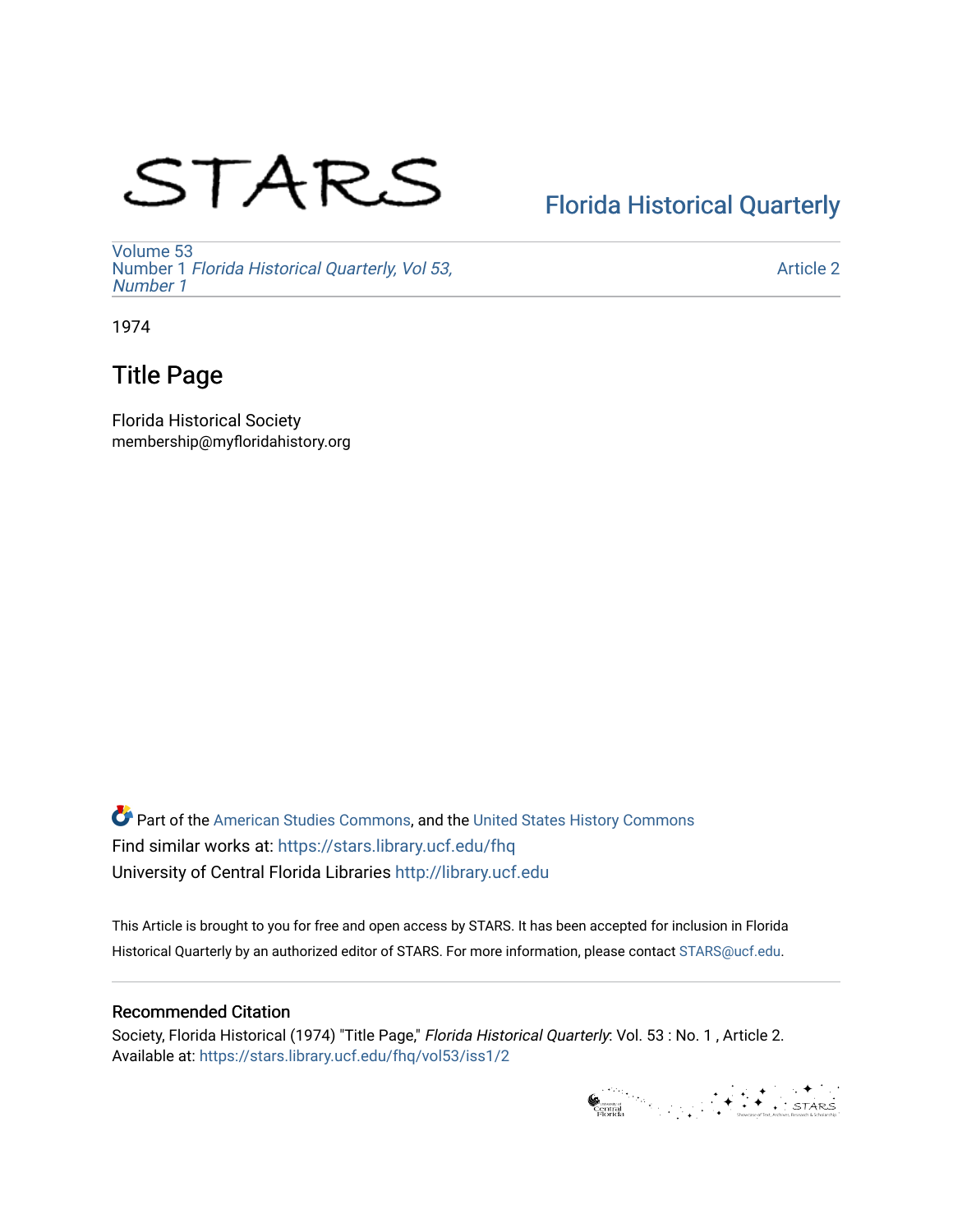STARS

Florida Historical Quarterly

Volume 53
Number 1 *Florida Historical Quarterly, Vol 53, Number 1*

Article 2

1974

# Title Page

Florida Historical Society
membership@myfloridahistory.org

Part of the American Studies Commons, and the United States History Commons
Find similar works at: https://stars.library.ucf.edu/fhq
University of Central Florida Libraries http://library.ucf.edu

This Article is brought to you for free and open access by STARS. It has been accepted for inclusion in Florida Historical Quarterly by an authorized editor of STARS. For more information, please contact STARS@ucf.edu.

## Recommended Citation

Society, Florida Historical (1974) "Title Page," *Florida Historical Quarterly*: Vol. 53 : No. 1 , Article 2.
Available at: https://stars.library.ucf.edu/fhq/vol53/iss1/2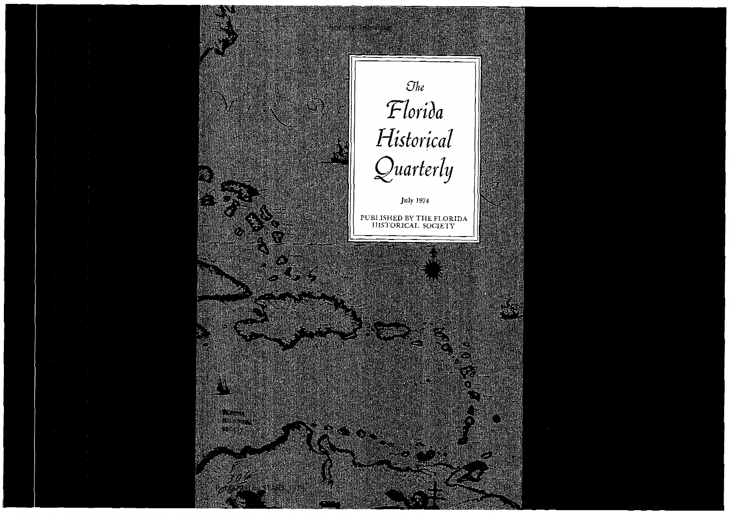# The Florida Historical Quarterly

July 1974

PUBLISHED BY THE FLORIDA HISTORICAL SOCIETY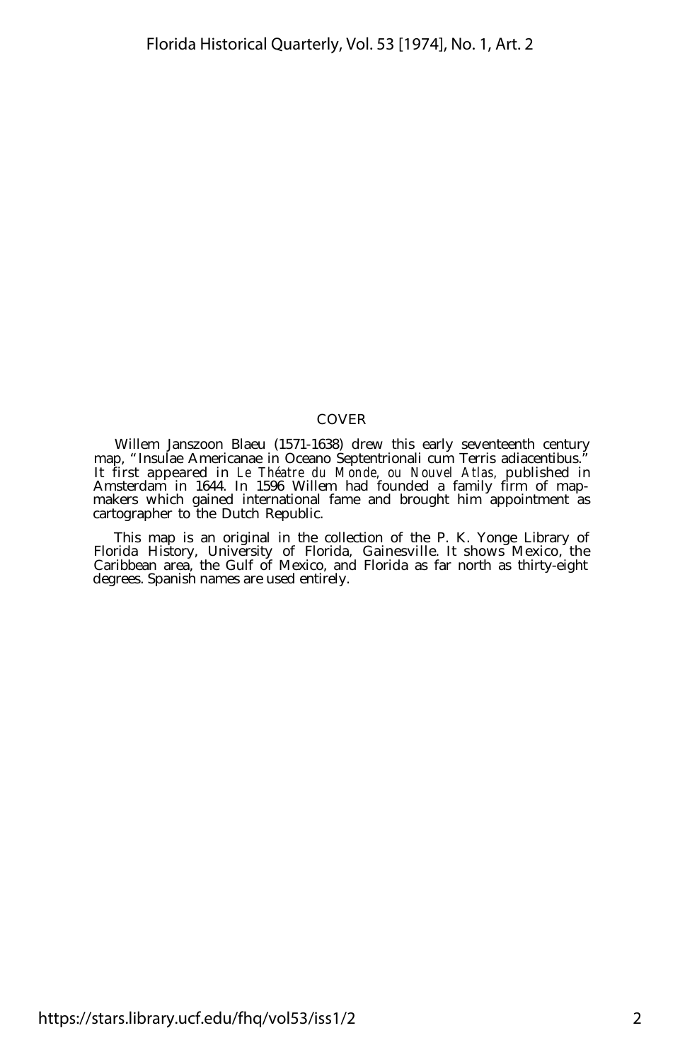# COVER

Willem Janszoon Blaeu (1571-1638) drew this early seventeenth century map, "Insulae Americanae in Oceano Septentrionali cum Terris adiacentibus." It first appeared in *Le Théatre du Monde, ou Nouvel Atlas,* published in Amsterdam in 1644. In 1596 Willem had founded a family firm of map-makers which gained international fame and brought him appointment as cartographer to the Dutch Republic.

This map is an original in the collection of the P. K. Yonge Library of Florida History, University of Florida, Gainesville. It shows Mexico, the Caribbean area, the Gulf of Mexico, and Florida as far north as thirty-eight degrees. Spanish names are used entirely.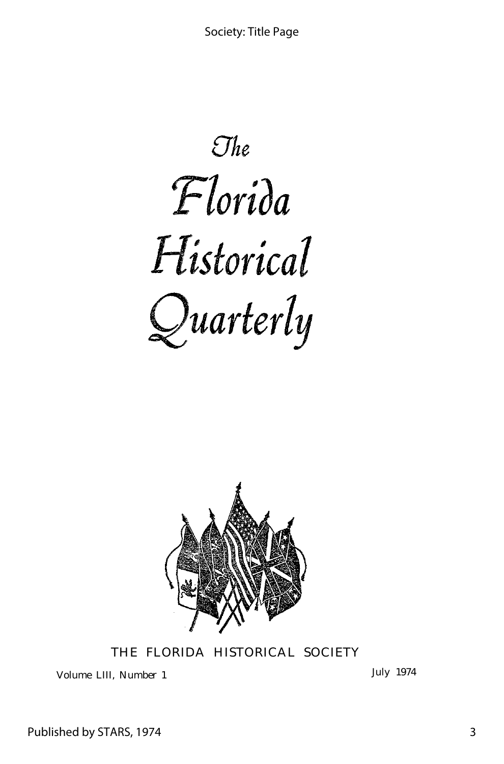# The Florida Historical Quarterly

THE FLORIDA HISTORICAL SOCIETY

Volume LIII, Number 1

July 1974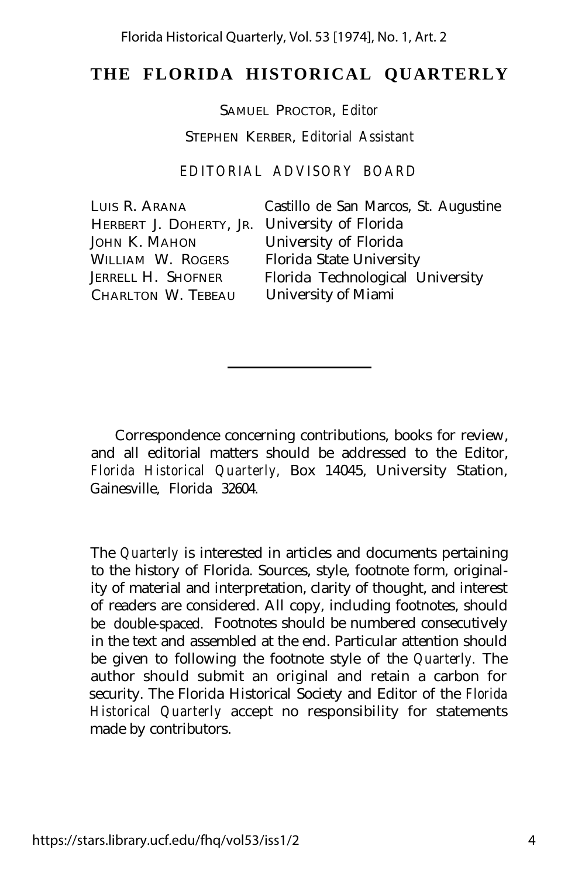# THE FLORIDA HISTORICAL QUARTERLY

SAMUEL PROCTOR, *Editor*

STEPHEN KERBER, *Editorial Assistant*

## EDITORIAL ADVISORY BOARD

| | |
|---|---|
| LUIS R. ARANA | Castillo de San Marcos, St. Augustine |
| HERBERT J. DOHERTY, JR. | University of Florida |
| JOHN K. MAHON | University of Florida |
| WILLIAM W. ROGERS | Florida State University |
| JERRELL H. SHOFNER | Florida Technological University |
| CHARLTON W. TEBEAU | University of Miami |

---

Correspondence concerning contributions, books for review, and all editorial matters should be addressed to the Editor, *Florida Historical Quarterly,* Box 14045, University Station, Gainesville, Florida 32604.

The *Quarterly* is interested in articles and documents pertaining to the history of Florida. Sources, style, footnote form, originality of material and interpretation, clarity of thought, and interest of readers are considered. All copy, including footnotes, should be double-spaced. Footnotes should be numbered consecutively in the text and assembled at the end. Particular attention should be given to following the footnote style of the *Quarterly.* The author should submit an original and retain a carbon for security. The Florida Historical Society and Editor of the *Florida Historical Quarterly* accept no responsibility for statements made by contributors.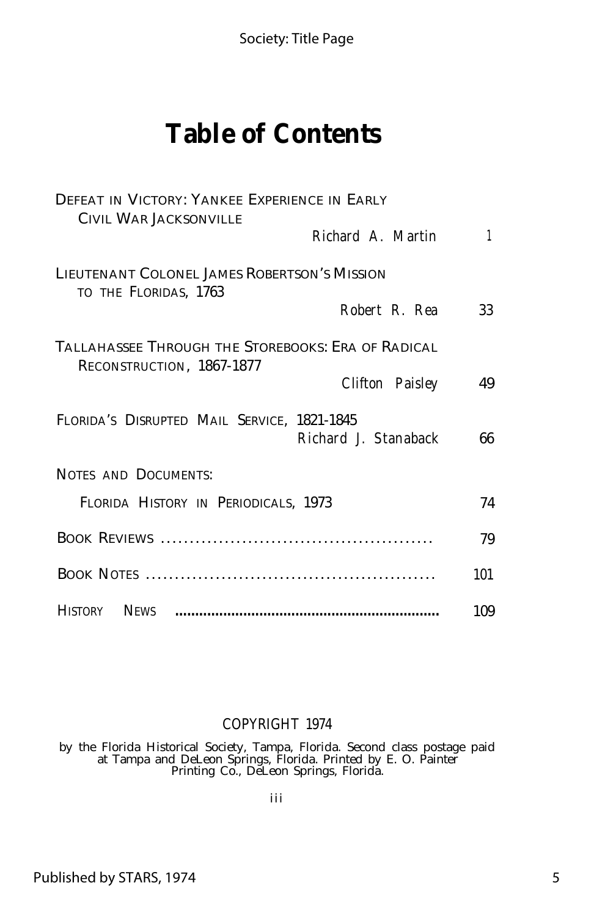# Table of Contents

DEFEAT IN VICTORY: YANKEE EXPERIENCE IN EARLY CIVIL WAR JACKSONVILLE
*Richard A. Martin* 1

LIEUTENANT COLONEL JAMES ROBERTSON'S MISSION TO THE FLORIDAS, 1763
*Robert R. Rea* 33

TALLAHASSEE THROUGH THE STOREBOOKS: ERA OF RADICAL RECONSTRUCTION, 1867-1877
*Clifton Paisley* 49

FLORIDA'S DISRUPTED MAIL SERVICE, 1821-1845
*Richard J. Stanaback* 66

NOTES AND DOCUMENTS:

FLORIDA HISTORY IN PERIODICALS, 1973 74

BOOK REVIEWS .............................................. 79

BOOK NOTES ................................................. 101

HISTORY NEWS ................................................ 109

COPYRIGHT 1974

by the Florida Historical Society, Tampa, Florida. Second class postage paid at Tampa and DeLeon Springs, Florida. Printed by E. O. Painter Printing Co., DeLeon Springs, Florida.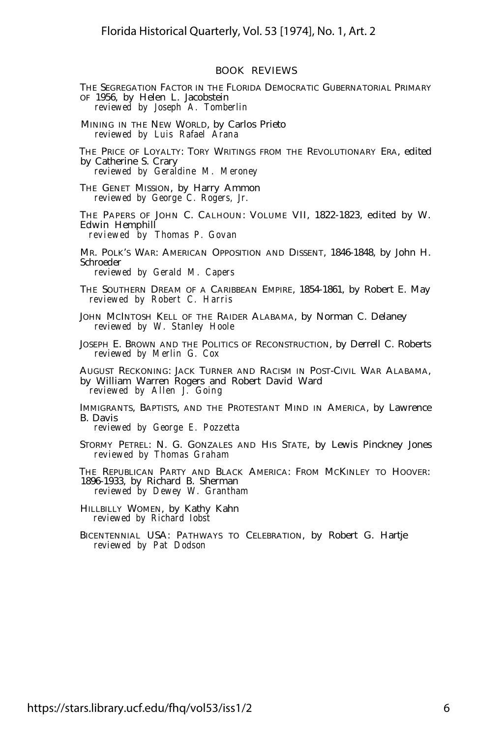## BOOK REVIEWS

THE SEGREGATION FACTOR IN THE FLORIDA DEMOCRATIC GUBERNATORIAL PRIMARY OF 1956, by Helen L. Jacobstein
*reviewed by Joseph A. Tomberlin*

MINING IN THE NEW WORLD, by Carlos Prieto
*reviewed by Luis Rafael Arana*

THE PRICE OF LOYALTY: TORY WRITINGS FROM THE REVOLUTIONARY ERA, edited by Catherine S. Crary
*reviewed by Geraldine M. Meroney*

THE GENET MISSION, by Harry Ammon
*reviewed by George C. Rogers, Jr.*

THE PAPERS OF JOHN C. CALHOUN: VOLUME VII, 1822-1823, edited by W. Edwin Hemphill
*reviewed by Thomas P. Govan*

MR. POLK'S WAR: AMERICAN OPPOSITION AND DISSENT, 1846-1848, by John H. Schroeder
*reviewed by Gerald M. Capers*

THE SOUTHERN DREAM OF A CARIBBEAN EMPIRE, 1854-1861, by Robert E. May
*reviewed by Robert C. Harris*

JOHN MCINTOSH KELL OF THE RAIDER ALABAMA, by Norman C. Delaney
*reviewed by W. Stanley Hoole*

JOSEPH E. BROWN AND THE POLITICS OF RECONSTRUCTION, by Derrell C. Roberts
*reviewed by Merlin G. Cox*

AUGUST RECKONING: JACK TURNER AND RACISM IN POST-CIVIL WAR ALABAMA, by William Warren Rogers and Robert David Ward
*reviewed by Allen J. Going*

IMMIGRANTS, BAPTISTS, AND THE PROTESTANT MIND IN AMERICA, by Lawrence B. Davis
*reviewed by George E. Pozzetta*

STORMY PETREL: N. G. GONZALES AND HIS STATE, by Lewis Pinckney Jones
*reviewed by Thomas Graham*

THE REPUBLICAN PARTY AND BLACK AMERICA: FROM MCKINLEY TO HOOVER: 1896-1933, by Richard B. Sherman
*reviewed by Dewey W. Grantham*

HILLBILLY WOMEN, by Kathy Kahn
*reviewed by Richard Iobst*

BICENTENNIAL USA: PATHWAYS TO CELEBRATION, by Robert G. Hartje
*reviewed by Pat Dodson*